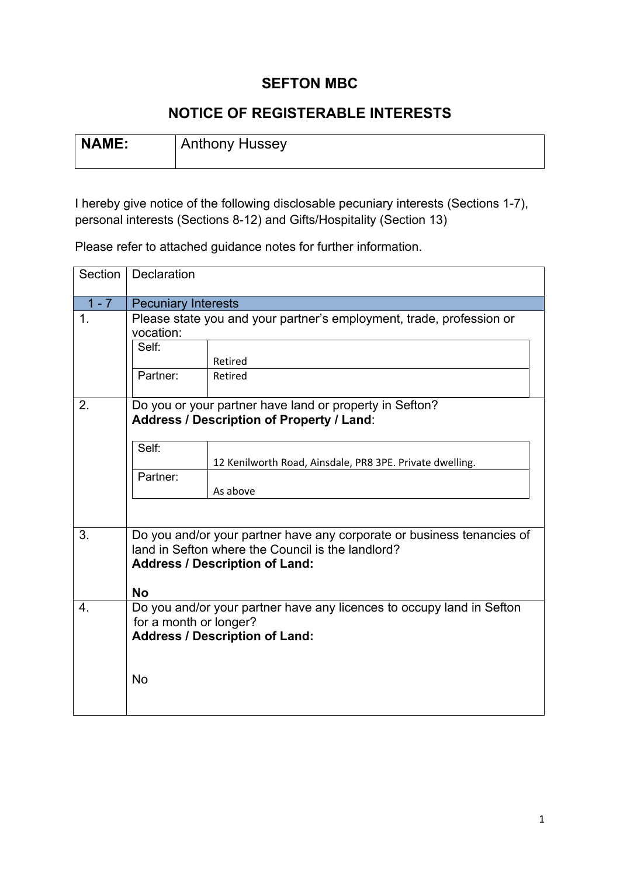# SEFTON MBC

## NOTICE OF REGISTERABLE INTERESTS

| **NAME:** | Anthony Hussey |
|---|---|

I hereby give notice of the following disclosable pecuniary interests (Sections 1-7), personal interests (Sections 8-12) and Gifts/Hospitality (Section 13)

Please refer to attached guidance notes for further information.

| Section | Declaration |
|---|---|
| 1 - 7 | Pecuniary Interests |
| 1. | Please state you and your partner's employment, trade, profession or vocation:<br>Self: Retired<br>Partner: Retired |
| 2. | Do you or your partner have land or property in Sefton?<br>**Address / Description of Property / Land**:<br>Self: 12 Kenilworth Road, Ainsdale, PR8 3PE. Private dwelling.<br>Partner: As above |
| 3. | Do you and/or your partner have any corporate or business tenancies of land in Sefton where the Council is the landlord?<br>**Address / Description of Land:**<br>**No** |
| 4. | Do you and/or your partner have any licences to occupy land in Sefton for a month or longer?<br>**Address / Description of Land:**<br>No |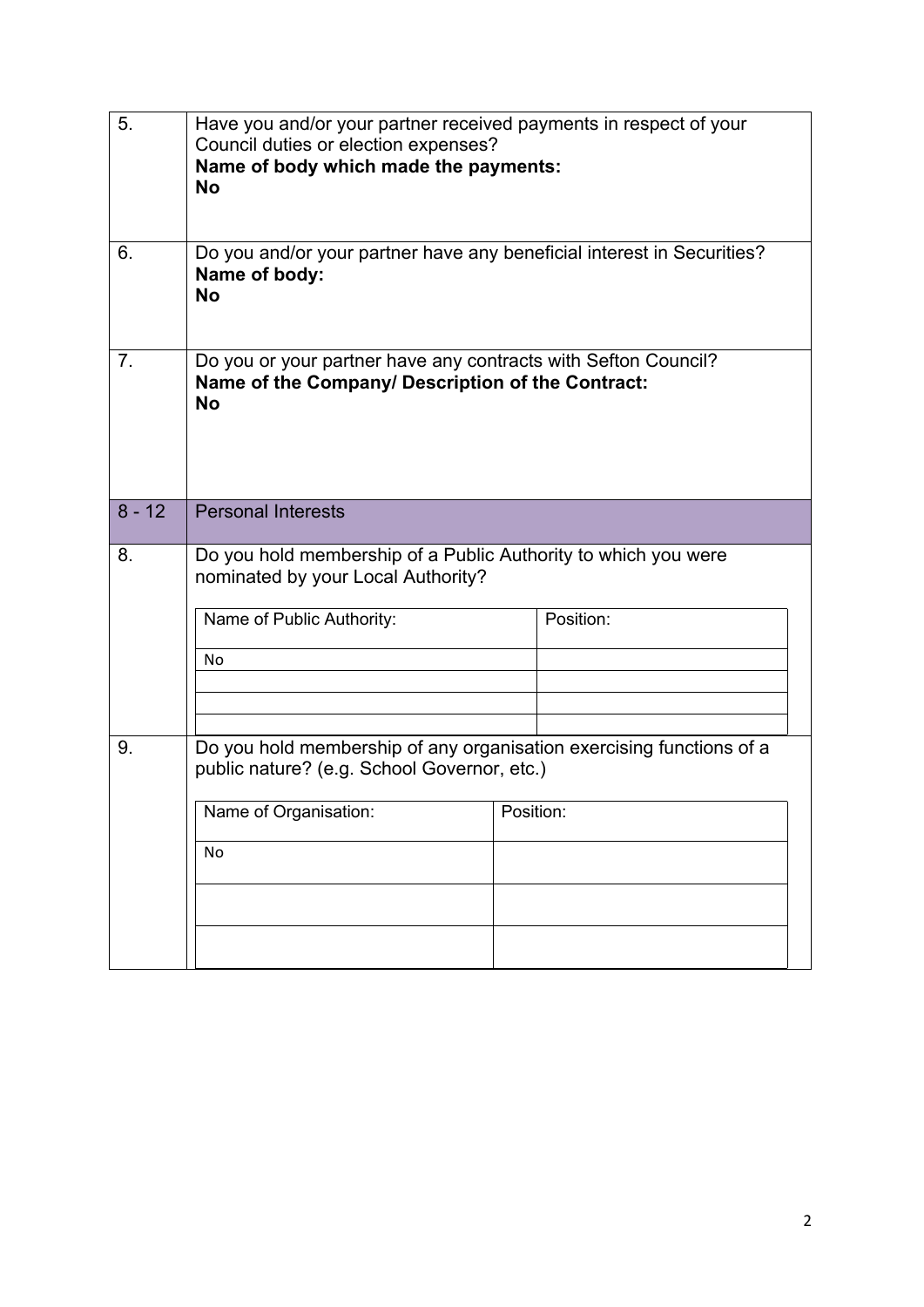| | |
|---|---|
| 5. | Have you and/or your partner received payments in respect of your Council duties or election expenses?<br>**Name of body which made the payments:**<br>**No** |
| 6. | Do you and/or your partner have any beneficial interest in Securities?<br>**Name of body:**<br>**No** |
| 7. | Do you or your partner have any contracts with Sefton Council?<br>**Name of the Company/ Description of the Contract:**<br>**No** |
| 8 - 12 | Personal Interests |
| 8. | Do you hold membership of a Public Authority to which you were nominated by your Local Authority? |

| Name of Public Authority: | Position: |
|---|---|
| No | |
| | |
| | |
| | |

| | |
|---|---|
| 9. | Do you hold membership of any organisation exercising functions of a public nature? (e.g. School Governor, etc.) |

| Name of Organisation: | Position: |
|---|---|
| No | |
| | |
| | |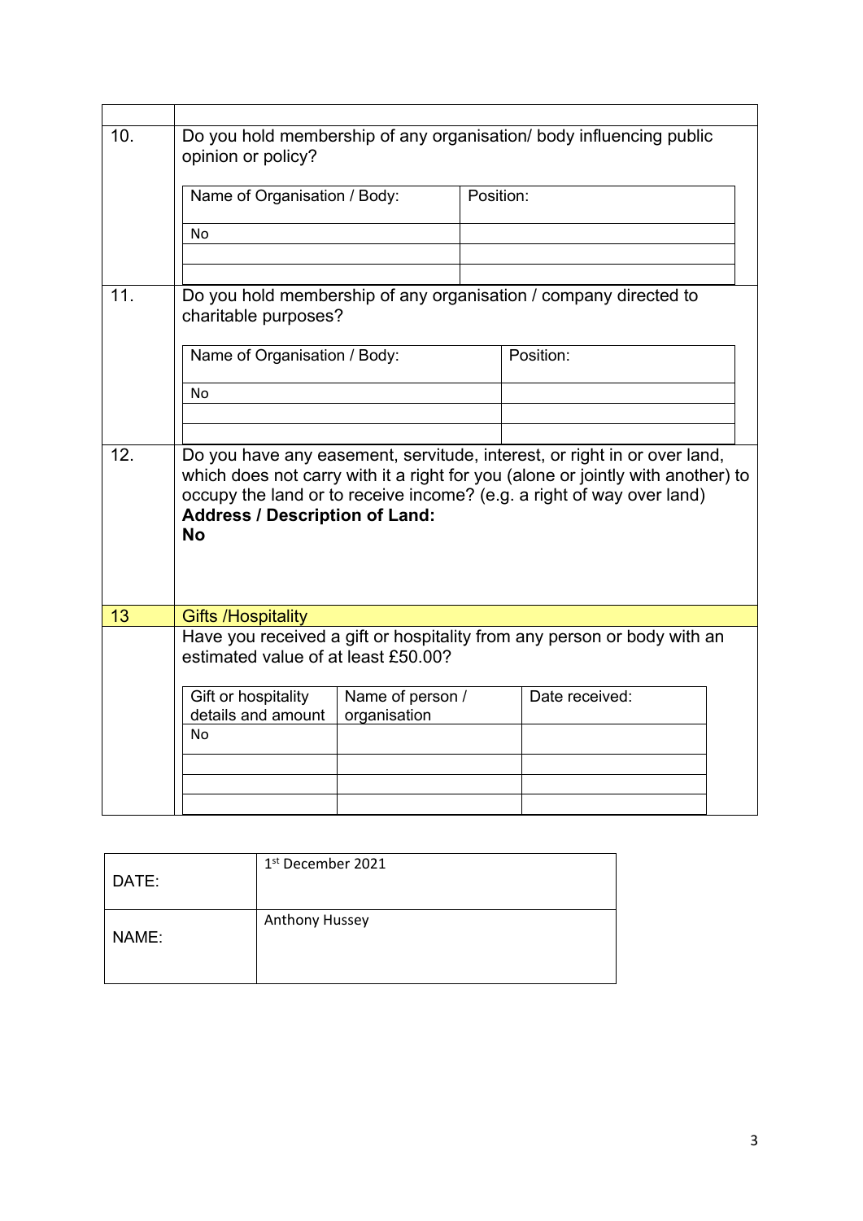10. Do you hold membership of any organisation/ body influencing public opinion or policy?

| Name of Organisation / Body: | Position: |
|---|---|
| No | |
| | |
| | |

11. Do you hold membership of any organisation / company directed to charitable purposes?

| Name of Organisation / Body: | Position: |
|---|---|
| No | |
| | |
| | |

12. Do you have any easement, servitude, interest, or right in or over land, which does not carry with it a right for you (alone or jointly with another) to occupy the land or to receive income? (e.g. a right of way over land)

**Address / Description of Land:**

**No**

13 Gifts /Hospitality

Have you received a gift or hospitality from any person or body with an estimated value of at least £50.00?

| Gift or hospitality details and amount | Name of person / organisation | Date received: |
|---|---|---|
| No | | |
| | | |
| | | |
| | | |

| | |
|---|---|
| DATE: | 1st December 2021 |
| NAME: | Anthony Hussey |